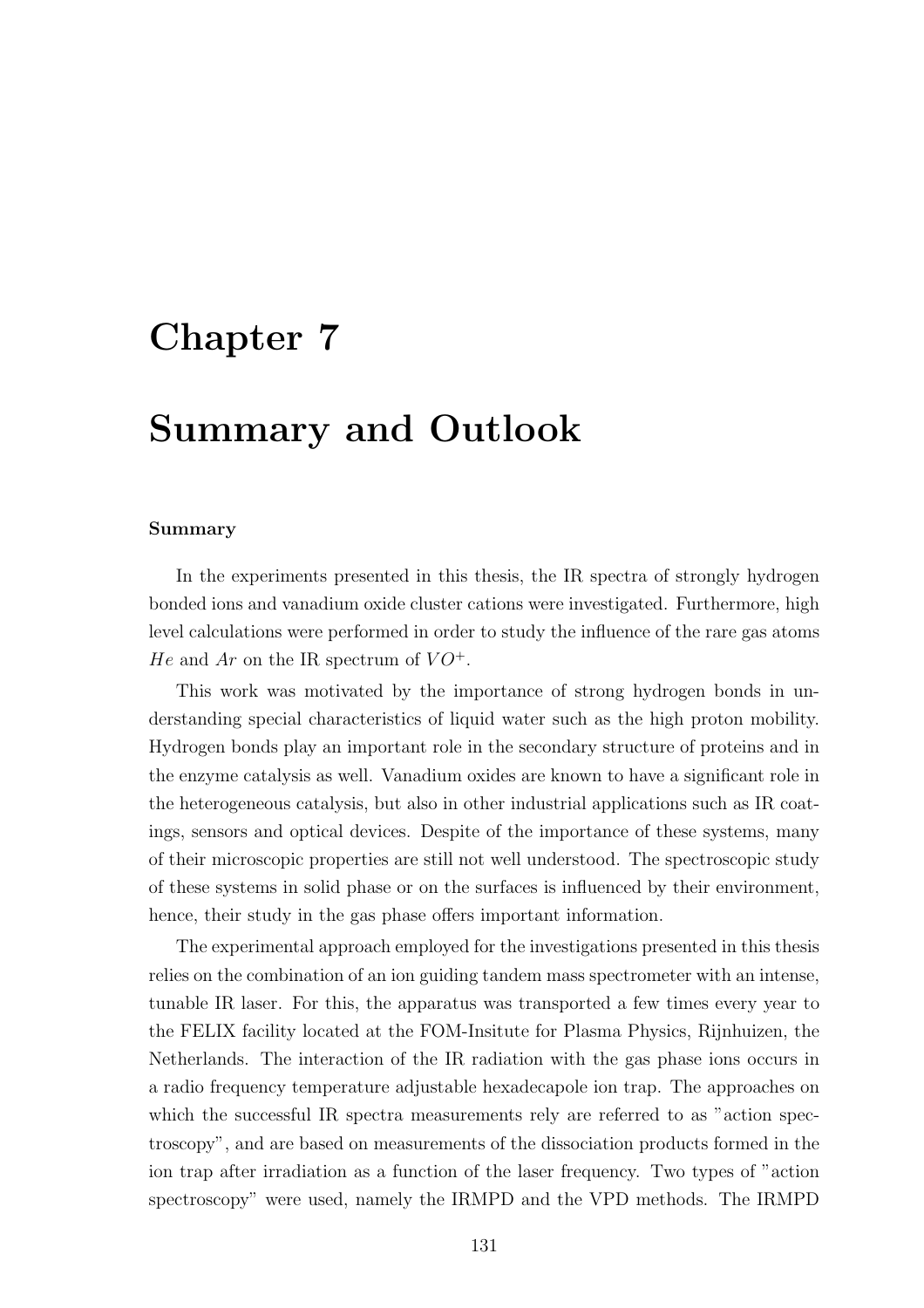# Chapter 7

# Summary and Outlook

### Summary

In the experiments presented in this thesis, the IR spectra of strongly hydrogen bonded ions and vanadium oxide cluster cations were investigated. Furthermore, high level calculations were performed in order to study the influence of the rare gas atoms $He$ and $Ar$ on the IR spectrum of $VO^+$.

This work was motivated by the importance of strong hydrogen bonds in understanding special characteristics of liquid water such as the high proton mobility. Hydrogen bonds play an important role in the secondary structure of proteins and in the enzyme catalysis as well. Vanadium oxides are known to have a significant role in the heterogeneous catalysis, but also in other industrial applications such as IR coatings, sensors and optical devices. Despite of the importance of these systems, many of their microscopic properties are still not well understood. The spectroscopic study of these systems in solid phase or on the surfaces is influenced by their environment, hence, their study in the gas phase offers important information.

The experimental approach employed for the investigations presented in this thesis relies on the combination of an ion guiding tandem mass spectrometer with an intense, tunable IR laser. For this, the apparatus was transported a few times every year to the FELIX facility located at the FOM-Insitute for Plasma Physics, Rijnhuizen, the Netherlands. The interaction of the IR radiation with the gas phase ions occurs in a radio frequency temperature adjustable hexadecapole ion trap. The approaches on which the successful IR spectra measurements rely are referred to as "action spectroscopy", and are based on measurements of the dissociation products formed in the ion trap after irradiation as a function of the laser frequency. Two types of "action spectroscopy" were used, namely the IRMPD and the VPD methods. The IRMPD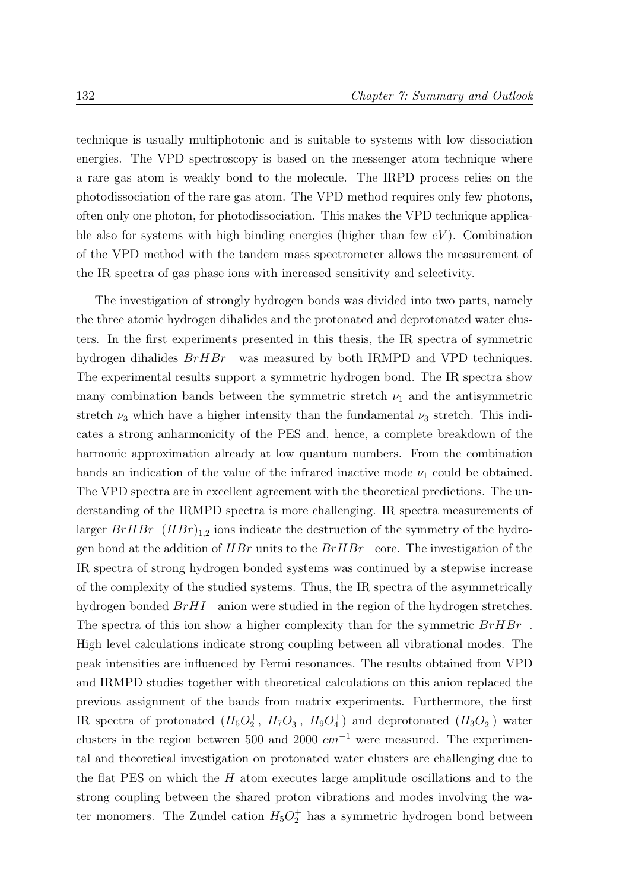technique is usually multiphotonic and is suitable to systems with low dissociation energies. The VPD spectroscopy is based on the messenger atom technique where a rare gas atom is weakly bond to the molecule. The IRPD process relies on the photodissociation of the rare gas atom. The VPD method requires only few photons, often only one photon, for photodissociation. This makes the VPD technique applicable also for systems with high binding energies (higher than few $eV$). Combination of the VPD method with the tandem mass spectrometer allows the measurement of the IR spectra of gas phase ions with increased sensitivity and selectivity.

The investigation of strongly hydrogen bonds was divided into two parts, namely the three atomic hydrogen dihalides and the protonated and deprotonated water clusters. In the first experiments presented in this thesis, the IR spectra of symmetric hydrogen dihalides $BrHBr^-$ was measured by both IRMPD and VPD techniques. The experimental results support a symmetric hydrogen bond. The IR spectra show many combination bands between the symmetric stretch $\nu_1$ and the antisymmetric stretch $\nu_3$ which have a higher intensity than the fundamental $\nu_3$ stretch. This indicates a strong anharmonicity of the PES and, hence, a complete breakdown of the harmonic approximation already at low quantum numbers. From the combination bands an indication of the value of the infrared inactive mode $\nu_1$ could be obtained. The VPD spectra are in excellent agreement with the theoretical predictions. The understanding of the IRMPD spectra is more challenging. IR spectra measurements of larger $BrHBr^-(HBr)_{1,2}$ ions indicate the destruction of the symmetry of the hydrogen bond at the addition of $HBr$ units to the $BrHBr^-$ core. The investigation of the IR spectra of strong hydrogen bonded systems was continued by a stepwise increase of the complexity of the studied systems. Thus, the IR spectra of the asymmetrically hydrogen bonded $BrHI^-$ anion were studied in the region of the hydrogen stretches. The spectra of this ion show a higher complexity than for the symmetric $BrHBr^-$. High level calculations indicate strong coupling between all vibrational modes. The peak intensities are influenced by Fermi resonances. The results obtained from VPD and IRMPD studies together with theoretical calculations on this anion replaced the previous assignment of the bands from matrix experiments. Furthermore, the first IR spectra of protonated ($H_5O_2^+$, $H_7O_3^+$, $H_9O_4^+$) and deprotonated ($H_3O_2^-$) water clusters in the region between 500 and 2000 $cm^{-1}$ were measured. The experimental and theoretical investigation on protonated water clusters are challenging due to the flat PES on which the $H$ atom executes large amplitude oscillations and to the strong coupling between the shared proton vibrations and modes involving the water monomers. The Zundel cation $H_5O_2^+$ has a symmetric hydrogen bond between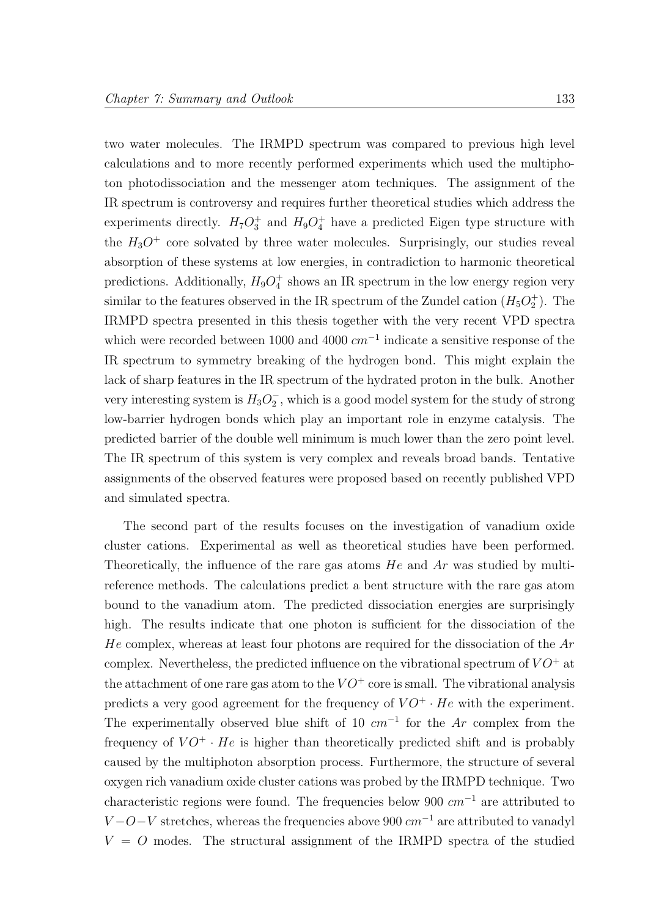two water molecules. The IRMPD spectrum was compared to previous high level calculations and to more recently performed experiments which used the multiphoton photodissociation and the messenger atom techniques. The assignment of the IR spectrum is controversy and requires further theoretical studies which address the experiments directly. $H_7O_3^+$ and $H_9O_4^+$ have a predicted Eigen type structure with the $H_3O^+$ core solvated by three water molecules. Surprisingly, our studies reveal absorption of these systems at low energies, in contradiction to harmonic theoretical predictions. Additionally, $H_9O_4^+$ shows an IR spectrum in the low energy region very similar to the features observed in the IR spectrum of the Zundel cation ($H_5O_2^+$). The IRMPD spectra presented in this thesis together with the very recent VPD spectra which were recorded between 1000 and 4000 $cm^{-1}$ indicate a sensitive response of the IR spectrum to symmetry breaking of the hydrogen bond. This might explain the lack of sharp features in the IR spectrum of the hydrated proton in the bulk. Another very interesting system is $H_3O_2^-$, which is a good model system for the study of strong low-barrier hydrogen bonds which play an important role in enzyme catalysis. The predicted barrier of the double well minimum is much lower than the zero point level. The IR spectrum of this system is very complex and reveals broad bands. Tentative assignments of the observed features were proposed based on recently published VPD and simulated spectra.

The second part of the results focuses on the investigation of vanadium oxide cluster cations. Experimental as well as theoretical studies have been performed. Theoretically, the influence of the rare gas atoms $He$ and $Ar$ was studied by multireference methods. The calculations predict a bent structure with the rare gas atom bound to the vanadium atom. The predicted dissociation energies are surprisingly high. The results indicate that one photon is sufficient for the dissociation of the $He$ complex, whereas at least four photons are required for the dissociation of the $Ar$ complex. Nevertheless, the predicted influence on the vibrational spectrum of $VO^+$ at the attachment of one rare gas atom to the $VO^+$ core is small. The vibrational analysis predicts a very good agreement for the frequency of $VO^+ \cdot He$ with the experiment. The experimentally observed blue shift of 10 $cm^{-1}$ for the $Ar$ complex from the frequency of $VO^+ \cdot He$ is higher than theoretically predicted shift and is probably caused by the multiphoton absorption process. Furthermore, the structure of several oxygen rich vanadium oxide cluster cations was probed by the IRMPD technique. Two characteristic regions were found. The frequencies below 900 $cm^{-1}$ are attributed to $V-O-V$ stretches, whereas the frequencies above 900 $cm^{-1}$ are attributed to vanadyl $V = O$ modes. The structural assignment of the IRMPD spectra of the studied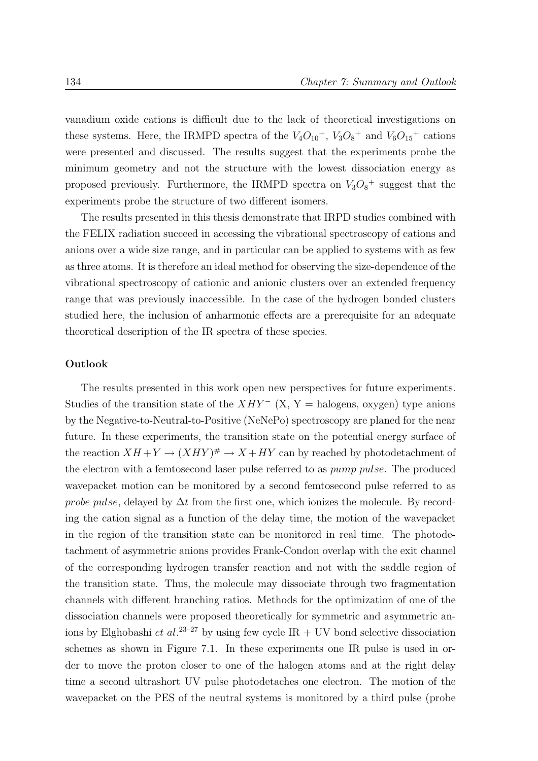vanadium oxide cations is difficult due to the lack of theoretical investigations on these systems. Here, the IRMPD spectra of the ${V_4O_{10}}^+$, ${V_3O_8}^+$ and ${V_6O_{15}}^+$ cations were presented and discussed. The results suggest that the experiments probe the minimum geometry and not the structure with the lowest dissociation energy as proposed previously. Furthermore, the IRMPD spectra on ${V_3O_8}^+$ suggest that the experiments probe the structure of two different isomers.

The results presented in this thesis demonstrate that IRPD studies combined with the FELIX radiation succeed in accessing the vibrational spectroscopy of cations and anions over a wide size range, and in particular can be applied to systems with as few as three atoms. It is therefore an ideal method for observing the size-dependence of the vibrational spectroscopy of cationic and anionic clusters over an extended frequency range that was previously inaccessible. In the case of the hydrogen bonded clusters studied here, the inclusion of anharmonic effects are a prerequisite for an adequate theoretical description of the IR spectra of these species.

**Outlook**

The results presented in this work open new perspectives for future experiments. Studies of the transition state of the $XHY^-$ (X, Y = halogens, oxygen) type anions by the Negative-to-Neutral-to-Positive (NeNePo) spectroscopy are planed for the near future. In these experiments, the transition state on the potential energy surface of the reaction $XH+Y \rightarrow (XHY)^{\#} \rightarrow X+HY$ can by reached by photodetachment of the electron with a femtosecond laser pulse referred to as *pump pulse*. The produced wavepacket motion can be monitored by a second femtosecond pulse referred to as *probe pulse*, delayed by $\Delta t$ from the first one, which ionizes the molecule. By recording the cation signal as a function of the delay time, the motion of the wavepacket in the region of the transition state can be monitored in real time. The photodetachment of asymmetric anions provides Frank-Condon overlap with the exit channel of the corresponding hydrogen transfer reaction and not with the saddle region of the transition state. Thus, the molecule may dissociate through two fragmentation channels with different branching ratios. Methods for the optimization of one of the dissociation channels were proposed theoretically for symmetric and asymmetric anions by Elghobashi *et al*.[23–27] by using few cycle IR + UV bond selective dissociation schemes as shown in Figure 7.1. In these experiments one IR pulse is used in order to move the proton closer to one of the halogen atoms and at the right delay time a second ultrashort UV pulse photodetaches one electron. The motion of the wavepacket on the PES of the neutral systems is monitored by a third pulse (probe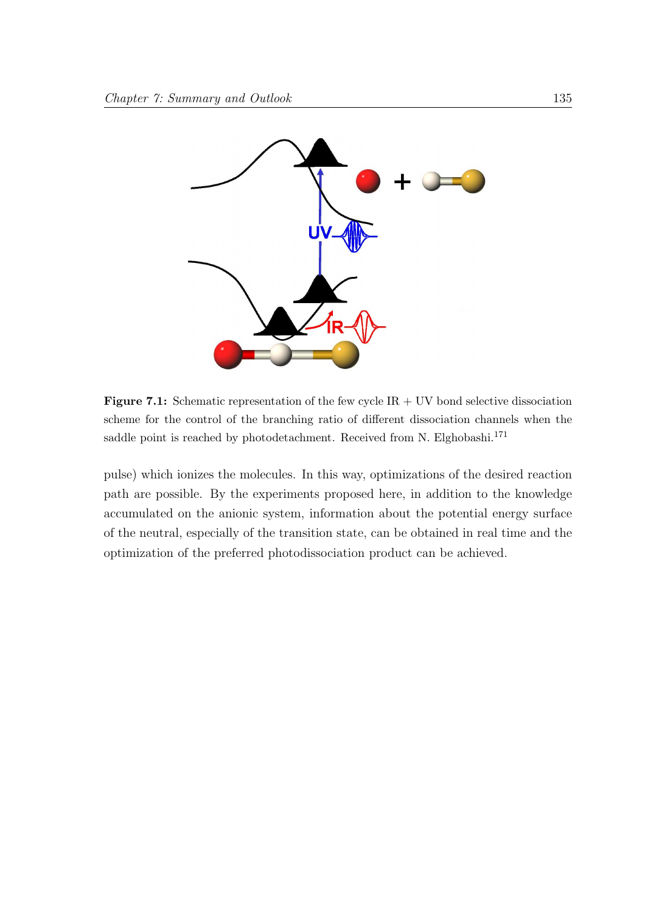UV

IR

**Figure 7.1:** Schematic representation of the few cycle IR + UV bond selective dissociation scheme for the control of the branching ratio of different dissociation channels when the saddle point is reached by photodetachment. Received from N. Elghobashi.[171]

pulse) which ionizes the molecules. In this way, optimizations of the desired reaction path are possible. By the experiments proposed here, in addition to the knowledge accumulated on the anionic system, information about the potential energy surface of the neutral, especially of the transition state, can be obtained in real time and the optimization of the preferred photodissociation product can be achieved.